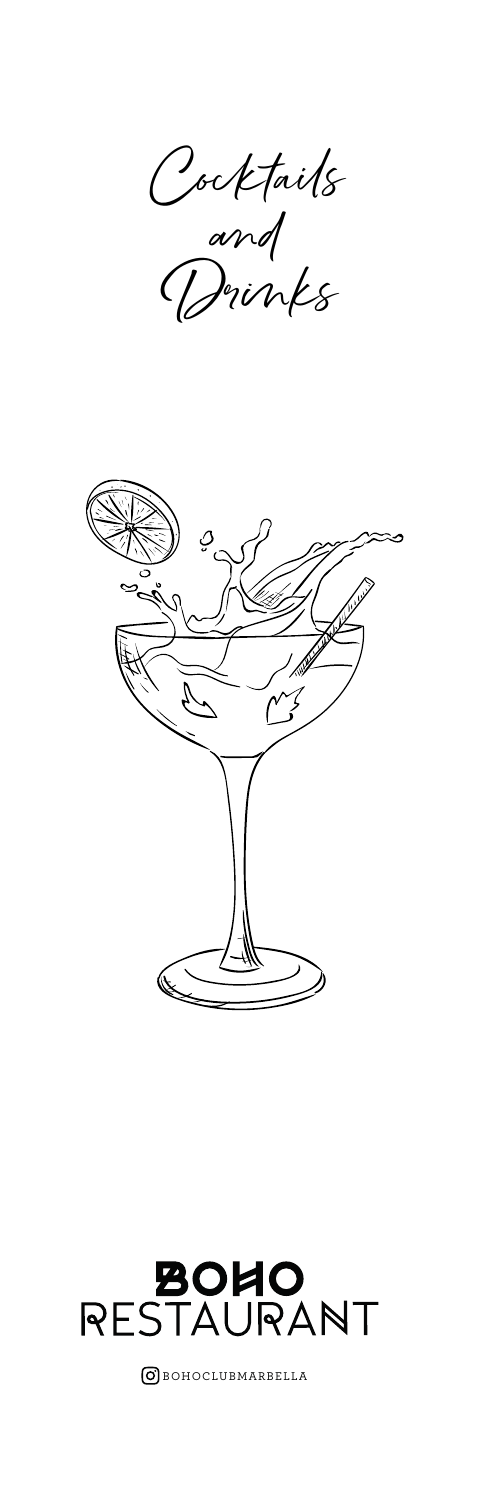# Cocktails and Drinks

BOHO RESTAURANT

BOHOCLUBMARBELLA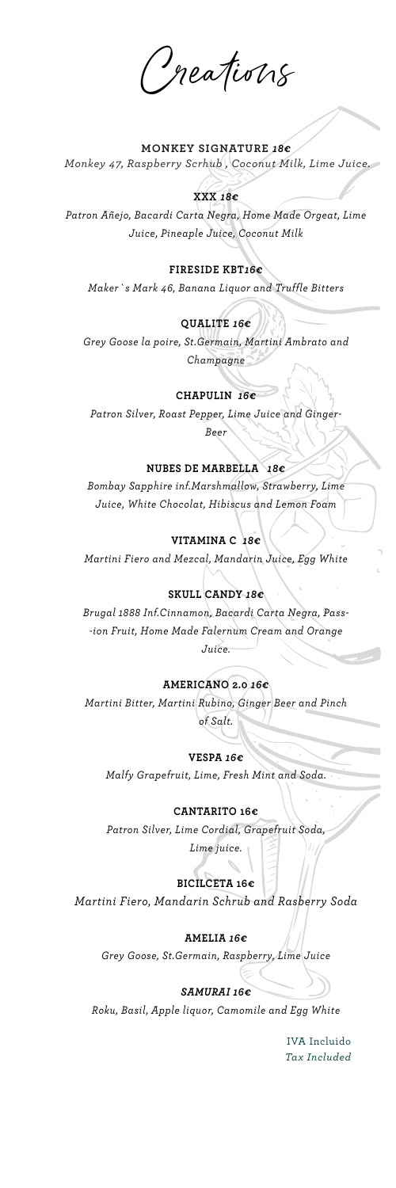# Creations

**MONKEY SIGNATURE** ***18€***

*Monkey 47, Raspberry Scrhub , Coconut Milk, Lime Juice.*

**XXX** ***18€***

*Patron Añejo, Bacardi Carta Negra, Home Made Orgeat, Lime Juice, Pineaple Juice, Coconut Milk*

**FIRESIDE KBT*****16€***

*Maker`s Mark 46, Banana Liquor and Truffle Bitters*

**QUALITE** ***16€***

*Grey Goose la poire, St.Germain, Martini Ambrato and Champagne*

**CHAPULIN** ***16€***

*Patron Silver, Roast Pepper, Lime Juice and Ginger-Beer*

**NUBES DE MARBELLA** ***18€***

*Bombay Sapphire inf.Marshmallow, Strawberry, Lime Juice, White Chocolat, Hibiscus and Lemon Foam*

**VITAMINA C** ***18€***

*Martini Fiero and Mezcal, Mandarin Juice, Egg White*

**SKULL CANDY** ***18€***

*Brugal 1888 Inf.Cinnamon, Bacardi Carta Negra, Pass--ion Fruit, Home Made Falernum Cream and Orange Juice.*

**AMERICANO 2.0** ***16€***

*Martini Bitter, Martini Rubino, Ginger Beer and Pinch of Salt.*

**VESPA** ***16€***

*Malfy Grapefruit, Lime, Fresh Mint and Soda.*

**CANTARITO 16€**

*Patron Silver, Lime Cordial, Grapefruit Soda, Lime juice.*

**BICILCETA 16€**

*Martini Fiero, Mandarin Schrub and Rasberry Soda*

**AMELIA** ***16€***

*Grey Goose, St.Germain, Raspberry, Lime Juice*

***SAMURAI 16€***

*Roku, Basil, Apple liquor, Camomile and Egg White*

IVA Incluido
*Tax Included*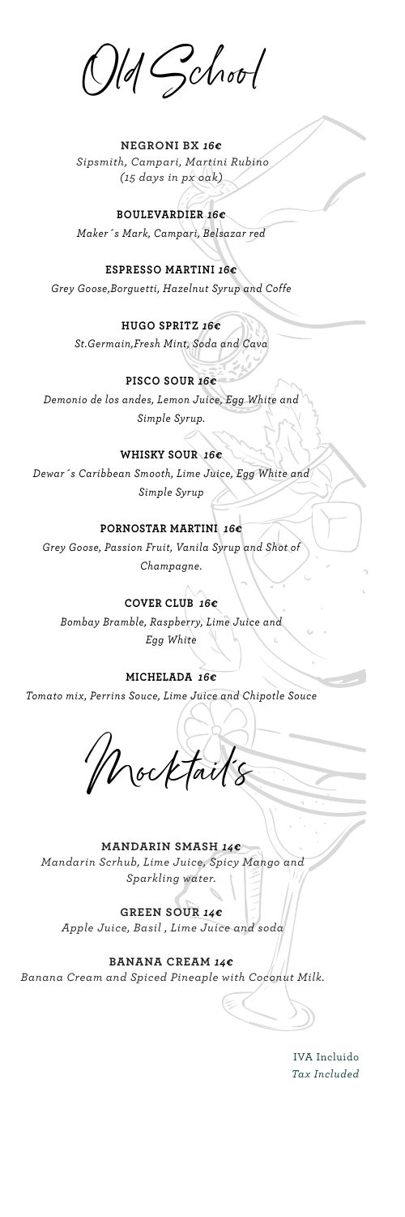# Old School

**NEGRONI BX *16€***
*Sipsmith, Campari, Martini Rubino (15 days in px oak)*

**BOULEVARDIER *16€***
*Maker´s Mark, Campari, Belsazar red*

**ESPRESSO MARTINI *16€***
*Grey Goose,Borguetti, Hazelnut Syrup and Coffe*

**HUGO SPRITZ *16€***
*St.Germain,Fresh Mint, Soda and Cava*

**PISCO SOUR *16€***
*Demonio de los andes, Lemon Juice, Egg White and Simple Syrup.*

**WHISKY SOUR *16€***
*Dewar´s Caribbean Smooth, Lime Juice, Egg White and Simple Syrup*

**PORNOSTAR MARTINI *16€***
*Grey Goose, Passion Fruit, Vanila Syrup and Shot of Champagne.*

**COVER CLUB *16€***
*Bombay Bramble, Raspberry, Lime Juice and Egg White*

**MICHELADA *16€***
*Tomato mix, Perrins Souce, Lime Juice and Chipotle Souce*

# Mocktail´s

**MANDARIN SMASH *14€***
*Mandarin Scrhub, Lime Juice, Spicy Mango and Sparkling water.*

**GREEN SOUR *14€***
*Apple Juice, Basil , Lime Juice and soda*

**BANANA CREAM *14€***
*Banana Cream and Spiced Pineaple with Coconut Milk.*

IVA Incluido
*Tax Included*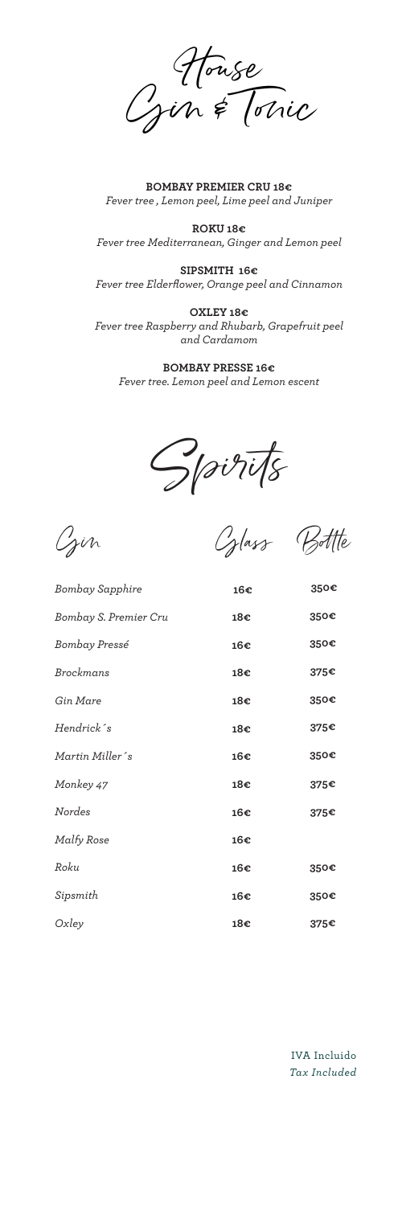# House Gin & Tonic

**BOMBAY PREMIER CRU 18€**
*Fever tree , Lemon peel, Lime peel and Juniper*

**ROKU 18€**
*Fever tree Mediterranean, Ginger and Lemon peel*

**SIPSMITH 16€**
*Fever tree Elderflower, Orange peel and Cinnamon*

**OXLEY 18€**
*Fever tree Raspberry and Rhubarb, Grapefruit peel and Cardamom*

**BOMBAY PRESSE 16€**
*Fever tree. Lemon peel and Lemon escent*

# Spirits

| Gin | Glass | Bottle |
|---|---|---|
| *Bombay Sapphire* | **16€** | **350€** |
| *Bombay S. Premier Cru* | **18€** | **350€** |
| *Bombay Pressé* | **16€** | **350€** |
| *Brockmans* | **18€** | **375€** |
| *Gin Mare* | **18€** | **350€** |
| *Hendrick´s* | **18€** | **375€** |
| *Martin Miller´s* | **16€** | **350€** |
| *Monkey 47* | **18€** | **375€** |
| *Nordes* | **16€** | **375€** |
| *Malfy Rose* | **16€** | |
| *Roku* | **16€** | **350€** |
| *Sipsmith* | **16€** | **350€** |
| *Oxley* | **18€** | **375€** |

IVA Incluido
*Tax Included*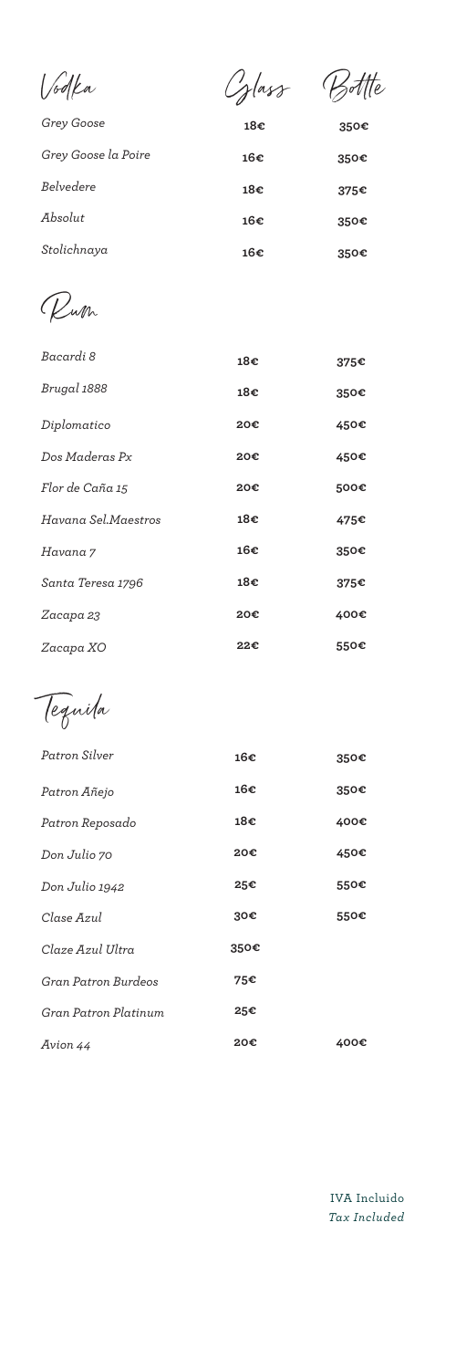| Vodka | Glass | Bottle |
| --- | --- | --- |
| *Grey Goose* | **18€** | **350€** |
| *Grey Goose la Poire* | **16€** | **350€** |
| *Belvedere* | **18€** | **375€** |
| *Absolut* | **16€** | **350€** |
| *Stolichnaya* | **16€** | **350€** |

| Rum | | |
| --- | --- | --- |
| *Bacardi 8* | **18€** | **375€** |
| *Brugal 1888* | **18€** | **350€** |
| *Diplomatico* | **20€** | **450€** |
| *Dos Maderas Px* | **20€** | **450€** |
| *Flor de Caña 15* | **20€** | **500€** |
| *Havana Sel.Maestros* | **18€** | **475€** |
| *Havana 7* | **16€** | **350€** |
| *Santa Teresa 1796* | **18€** | **375€** |
| *Zacapa 23* | **20€** | **400€** |
| *Zacapa XO* | **22€** | **550€** |

| Tequila | | |
| --- | --- | --- |
| *Patron Silver* | **16€** | **350€** |
| *Patron Añejo* | **16€** | **350€** |
| *Patron Reposado* | **18€** | **400€** |
| *Don Julio 70* | **20€** | **450€** |
| *Don Julio 1942* | **25€** | **550€** |
| *Clase Azul* | **30€** | **550€** |
| *Claze Azul Ultra* | **350€** | |
| *Gran Patron Burdeos* | **75€** | |
| *Gran Patron Platinum* | **25€** | |
| *Avion 44* | **20€** | **400€** |

IVA Incluido
*Tax Included*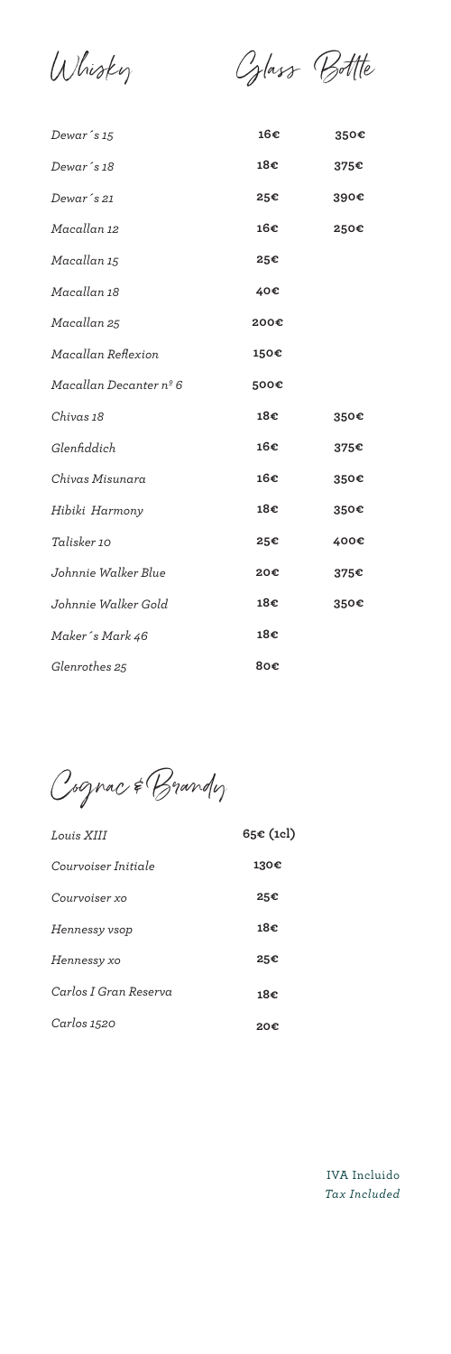| Whisky | Glass | Bottle |
|---|---|---|
| *Dewar´s 15* | **16€** | **350€** |
| *Dewar´s 18* | **18€** | **375€** |
| *Dewar´s 21* | **25€** | **390€** |
| *Macallan 12* | **16€** | **250€** |
| *Macallan 15* | **25€** | |
| *Macallan 18* | **40€** | |
| *Macallan 25* | **200€** | |
| *Macallan Reflexion* | **150€** | |
| *Macallan Decanter nº 6* | **500€** | |
| *Chivas 18* | **18€** | **350€** |
| *Glenfiddich* | **16€** | **375€** |
| *Chivas Misunara* | **16€** | **350€** |
| *Hibiki Harmony* | **18€** | **350€** |
| *Talisker 10* | **25€** | **400€** |
| *Johnnie Walker Blue* | **20€** | **375€** |
| *Johnnie Walker Gold* | **18€** | **350€** |
| *Maker´s Mark 46* | **18€** | |
| *Glenrothes 25* | **80€** | |

## Cognac & Brandy

| | |
|---|---|
| *Louis XIII* | **65€ (1cl)** |
| *Courvoiser Initiale* | **130€** |
| *Courvoiser xo* | **25€** |
| *Hennessy vsop* | **18€** |
| *Hennessy xo* | **25€** |
| *Carlos I Gran Reserva* | **18€** |
| *Carlos 1520* | **20€** |

IVA Incluido
*Tax Included*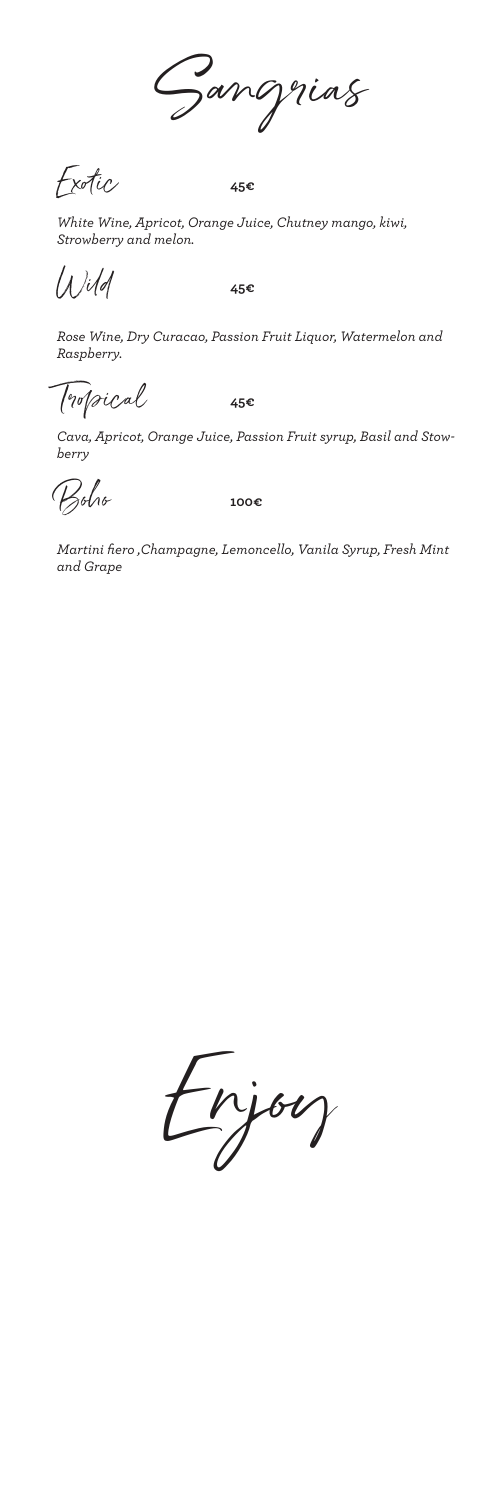# Sangrias

## Exotic

**45€**

*White Wine, Apricot, Orange Juice, Chutney mango, kiwi, Strowberry and melon.*

## Wild

**45€**

*Rose Wine, Dry Curacao, Passion Fruit Liquor, Watermelon and Raspberry.*

## Tropical

**45€**

*Cava, Apricot, Orange Juice, Passion Fruit syrup, Basil and Stowberry*

## Boho

**100€**

*Martini fiero ,Champagne, Lemoncello, Vanila Syrup, Fresh Mint and Grape*

# Enjoy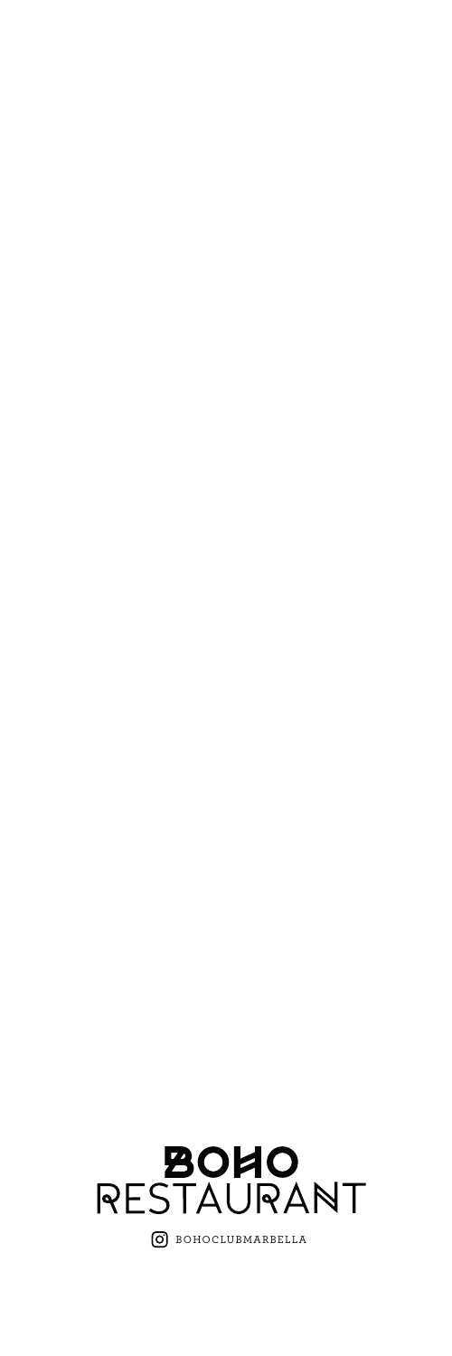BOHO

RESTAURANT

BOHOCLUBMARBELLA